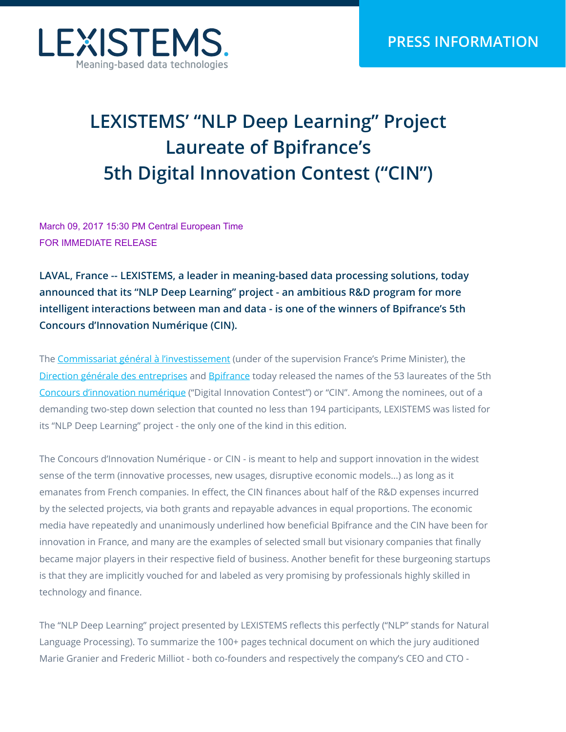LEXISTEMS
Meaning-based data technologies

PRESS INFORMATION

# LEXISTEMS' "NLP Deep Learning" Project Laureate of Bpifrance's 5th Digital Innovation Contest ("CIN")

March 09, 2017 15:30 PM Central European Time
FOR IMMEDIATE RELEASE

**LAVAL, France -- LEXISTEMS, a leader in meaning-based data processing solutions, today announced that its "NLP Deep Learning" project - an ambitious R&D program for more intelligent interactions between man and data - is one of the winners of Bpifrance's 5th Concours d'Innovation Numérique (CIN).**

The [Commissariat général à l'investissement]() (under of the supervision France's Prime Minister), the [Direction générale des entreprises]() and [Bpifrance]() today released the names of the 53 laureates of the 5th [Concours d'innovation numérique]() ("Digital Innovation Contest") or "CIN". Among the nominees, out of a demanding two-step down selection that counted no less than 194 participants, LEXISTEMS was listed for its "NLP Deep Learning" project - the only one of the kind in this edition.

The Concours d'Innovation Numérique - or CIN - is meant to help and support innovation in the widest sense of the term (innovative processes, new usages, disruptive economic models...) as long as it emanates from French companies. In effect, the CIN finances about half of the R&D expenses incurred by the selected projects, via both grants and repayable advances in equal proportions. The economic media have repeatedly and unanimously underlined how beneficial Bpifrance and the CIN have been for innovation in France, and many are the examples of selected small but visionary companies that finally became major players in their respective field of business. Another benefit for these burgeoning startups is that they are implicitly vouched for and labeled as very promising by professionals highly skilled in technology and finance.

The "NLP Deep Learning" project presented by LEXISTEMS reflects this perfectly ("NLP" stands for Natural Language Processing). To summarize the 100+ pages technical document on which the jury auditioned Marie Granier and Frederic Milliot - both co-founders and respectively the company's CEO and CTO -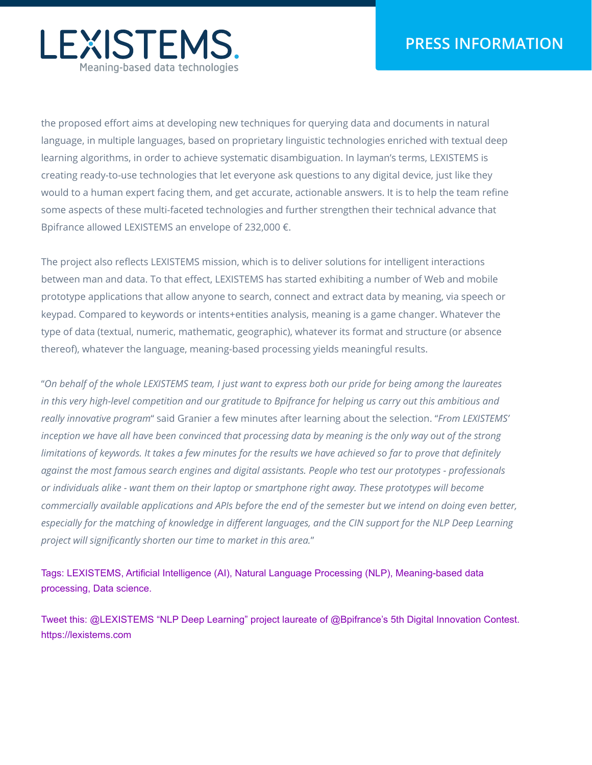the proposed effort aims at developing new techniques for querying data and documents in natural language, in multiple languages, based on proprietary linguistic technologies enriched with textual deep learning algorithms, in order to achieve systematic disambiguation. In layman's terms, LEXISTEMS is creating ready-to-use technologies that let everyone ask questions to any digital device, just like they would to a human expert facing them, and get accurate, actionable answers. It is to help the team refine some aspects of these multi-faceted technologies and further strengthen their technical advance that Bpifrance allowed LEXISTEMS an envelope of 232,000 €.

The project also reflects LEXISTEMS mission, which is to deliver solutions for intelligent interactions between man and data. To that effect, LEXISTEMS has started exhibiting a number of Web and mobile prototype applications that allow anyone to search, connect and extract data by meaning, via speech or keypad. Compared to keywords or intents+entities analysis, meaning is a game changer. Whatever the type of data (textual, numeric, mathematic, geographic), whatever its format and structure (or absence thereof), whatever the language, meaning-based processing yields meaningful results.

"*On behalf of the whole LEXISTEMS team, I just want to express both our pride for being among the laureates in this very high-level competition and our gratitude to Bpifrance for helping us carry out this ambitious and really innovative program*" said Granier a few minutes after learning about the selection. "*From LEXISTEMS' inception we have all have been convinced that processing data by meaning is the only way out of the strong limitations of keywords. It takes a few minutes for the results we have achieved so far to prove that definitely against the most famous search engines and digital assistants. People who test our prototypes - professionals or individuals alike - want them on their laptop or smartphone right away. These prototypes will become commercially available applications and APIs before the end of the semester but we intend on doing even better, especially for the matching of knowledge in different languages, and the CIN support for the NLP Deep Learning project will significantly shorten our time to market in this area.*"

Tags: LEXISTEMS, Artificial Intelligence (AI), Natural Language Processing (NLP), Meaning-based data processing, Data science.

Tweet this: @LEXISTEMS "NLP Deep Learning" project laureate of @Bpifrance's 5th Digital Innovation Contest. https://lexistems.com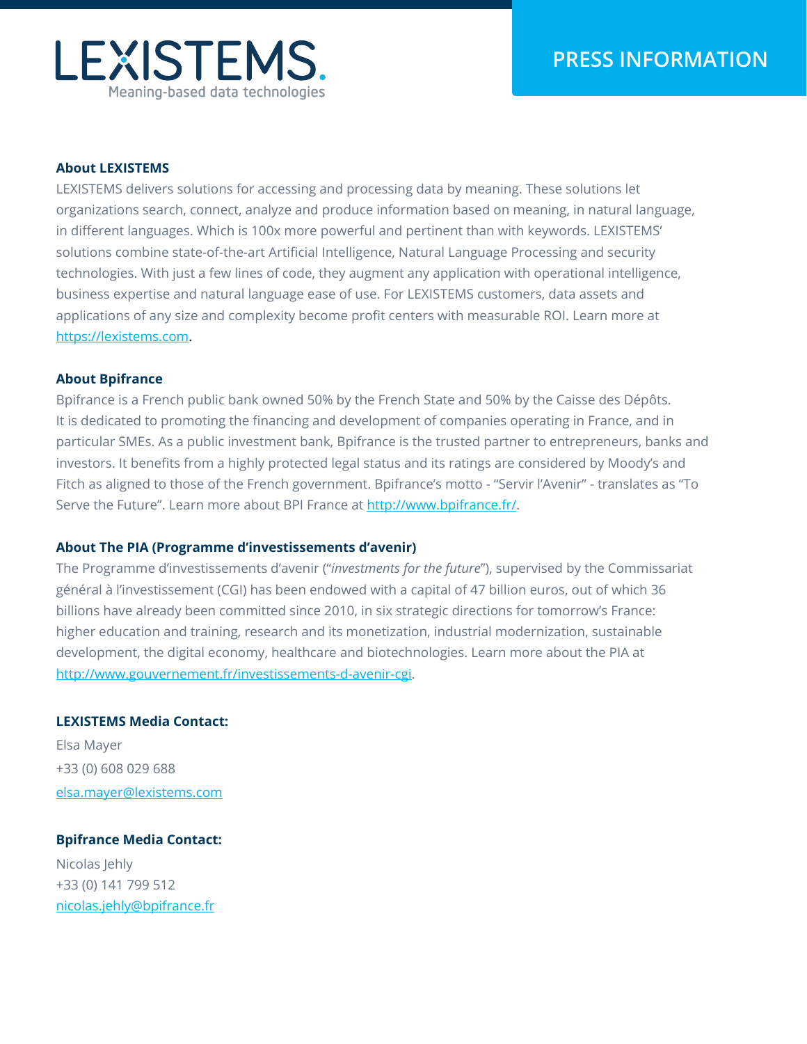LEXISTEMS
Meaning-based data technologies

PRESS INFORMATION

**About LEXISTEMS**

LEXISTEMS delivers solutions for accessing and processing data by meaning. These solutions let organizations search, connect, analyze and produce information based on meaning, in natural language, in different languages. Which is 100x more powerful and pertinent than with keywords. LEXISTEMS' solutions combine state-of-the-art Artificial Intelligence, Natural Language Processing and security technologies. With just a few lines of code, they augment any application with operational intelligence, business expertise and natural language ease of use. For LEXISTEMS customers, data assets and applications of any size and complexity become profit centers with measurable ROI. Learn more at https://lexistems.com.

**About Bpifrance**

Bpifrance is a French public bank owned 50% by the French State and 50% by the Caisse des Dépôts. It is dedicated to promoting the financing and development of companies operating in France, and in particular SMEs. As a public investment bank, Bpifrance is the trusted partner to entrepreneurs, banks and investors. It benefits from a highly protected legal status and its ratings are considered by Moody's and Fitch as aligned to those of the French government. Bpifrance's motto - "Servir l'Avenir" - translates as "To Serve the Future". Learn more about BPI France at http://www.bpifrance.fr/.

**About The PIA (Programme d'investissements d'avenir)**

The Programme d'investissements d'avenir ("*investments for the future*"), supervised by the Commissariat général à l'investissement (CGI) has been endowed with a capital of 47 billion euros, out of which 36 billions have already been committed since 2010, in six strategic directions for tomorrow's France: higher education and training, research and its monetization, industrial modernization, sustainable development, the digital economy, healthcare and biotechnologies. Learn more about the PIA at http://www.gouvernement.fr/investissements-d-avenir-cgi.

**LEXISTEMS Media Contact:**

Elsa Mayer
+33 (0) 608 029 688
elsa.mayer@lexistems.com

**Bpifrance Media Contact:**

Nicolas Jehly
+33 (0) 141 799 512
nicolas.jehly@bpifrance.fr